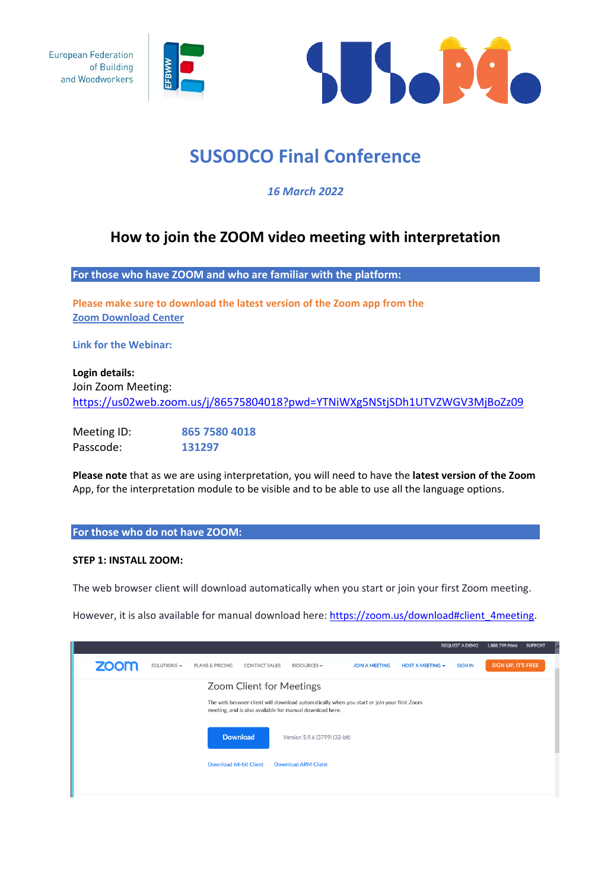European Federation of Building and Woodworkers

# SUSODCO Final Conference

*16 March 2022*

## How to join the ZOOM video meeting with interpretation

### For those who have ZOOM and who are familiar with the platform:

**Please make sure to download the latest version of the Zoom app from the [Zoom Download Center](#)**

**Link for the Webinar:**

**Login details:**
Join Zoom Meeting:
https://us02web.zoom.us/j/86575804018?pwd=YTNiWXg5NStjSDh1UTVZWGV3MjBoZz09

Meeting ID: **865 7580 4018**
Passcode: **131297**

**Please note** that as we are using interpretation, you will need to have the **latest version of the Zoom** App, for the interpretation module to be visible and to be able to use all the language options.

### For those who do not have ZOOM:

**STEP 1: INSTALL ZOOM:**

The web browser client will download automatically when you start or join your first Zoom meeting.

However, it is also available for manual download here: https://zoom.us/download#client_4meeting.

REQUEST A DEMO 1.888.799.9666 SUPPORT

zoom SOLUTIONS PLANS & PRICING CONTACT SALES RESOURCES JOIN A MEETING HOST A MEETING SIGN IN SIGN UP, IT'S FREE

Zoom Client for Meetings

The web browser client will download automatically when you start or join your first Zoom meeting, and is also available for manual download here.

Download Version 5.9.6 (3799) (32-bit)

Download 64-bit Client Download ARM Client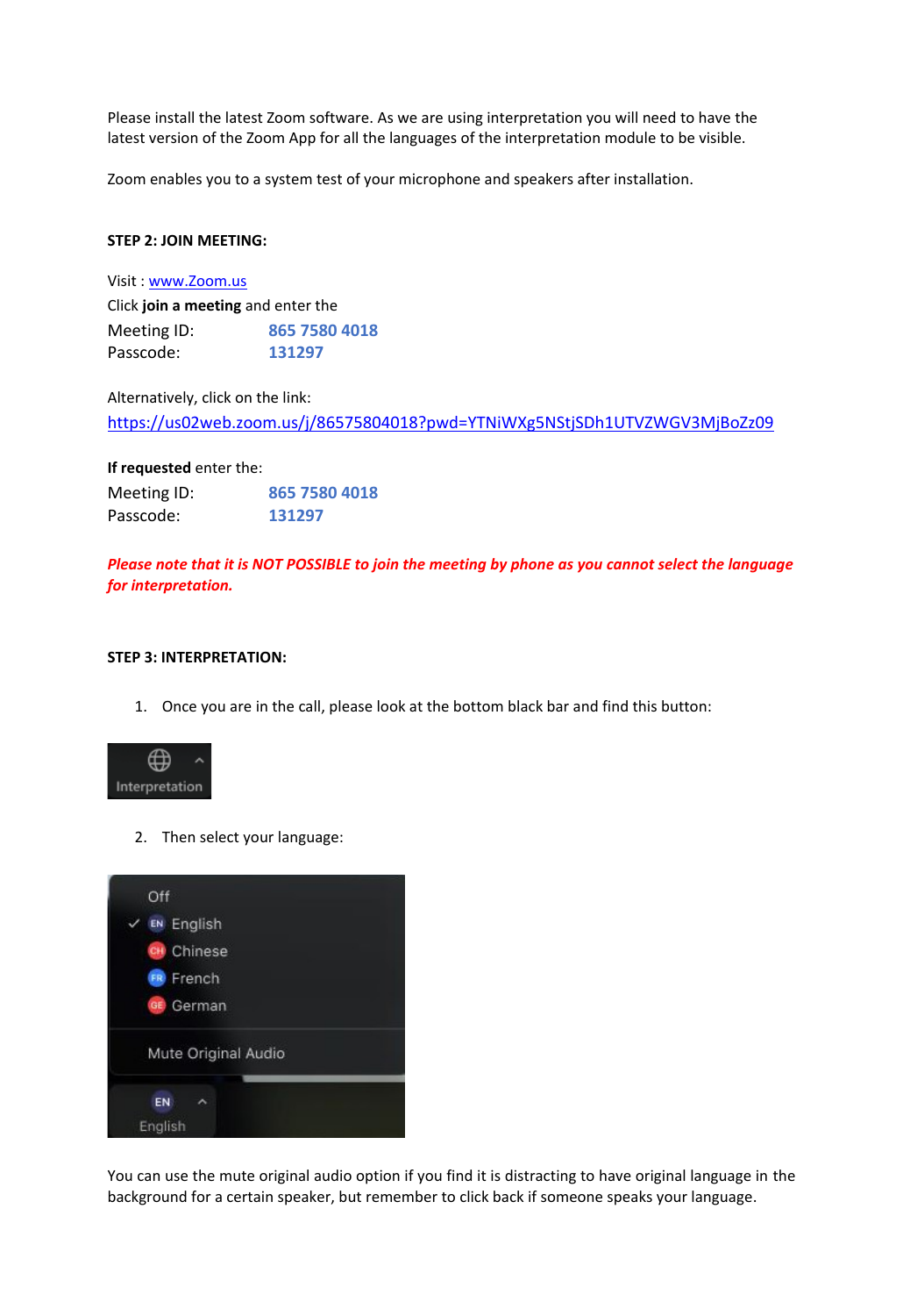Please install the latest Zoom software. As we are using interpretation you will need to have the latest version of the Zoom App for all the languages of the interpretation module to be visible.

Zoom enables you to a system test of your microphone and speakers after installation.

**STEP 2: JOIN MEETING:**

Visit : [www.Zoom.us](http://www.Zoom.us)
Click **join a meeting** and enter the
Meeting ID: **865 7580 4018**
Passcode: **131297**

Alternatively, click on the link:
[https://us02web.zoom.us/j/86575804018?pwd=YTNiWXg5NStjSDh1UTVZWGV3MjBoZz09](https://us02web.zoom.us/j/86575804018?pwd=YTNiWXg5NStjSDh1UTVZWGV3MjBoZz09)

**If requested** enter the:
Meeting ID: **865 7580 4018**
Passcode: **131297**

***Please note that it is NOT POSSIBLE to join the meeting by phone as you cannot select the language for interpretation.***

**STEP 3: INTERPRETATION:**

1. Once you are in the call, please look at the bottom black bar and find this button:

Interpretation

2. Then select your language:

Off
EN English
CH Chinese
FR French
GE German
Mute Original Audio
EN English

You can use the mute original audio option if you find it is distracting to have original language in the background for a certain speaker, but remember to click back if someone speaks your language.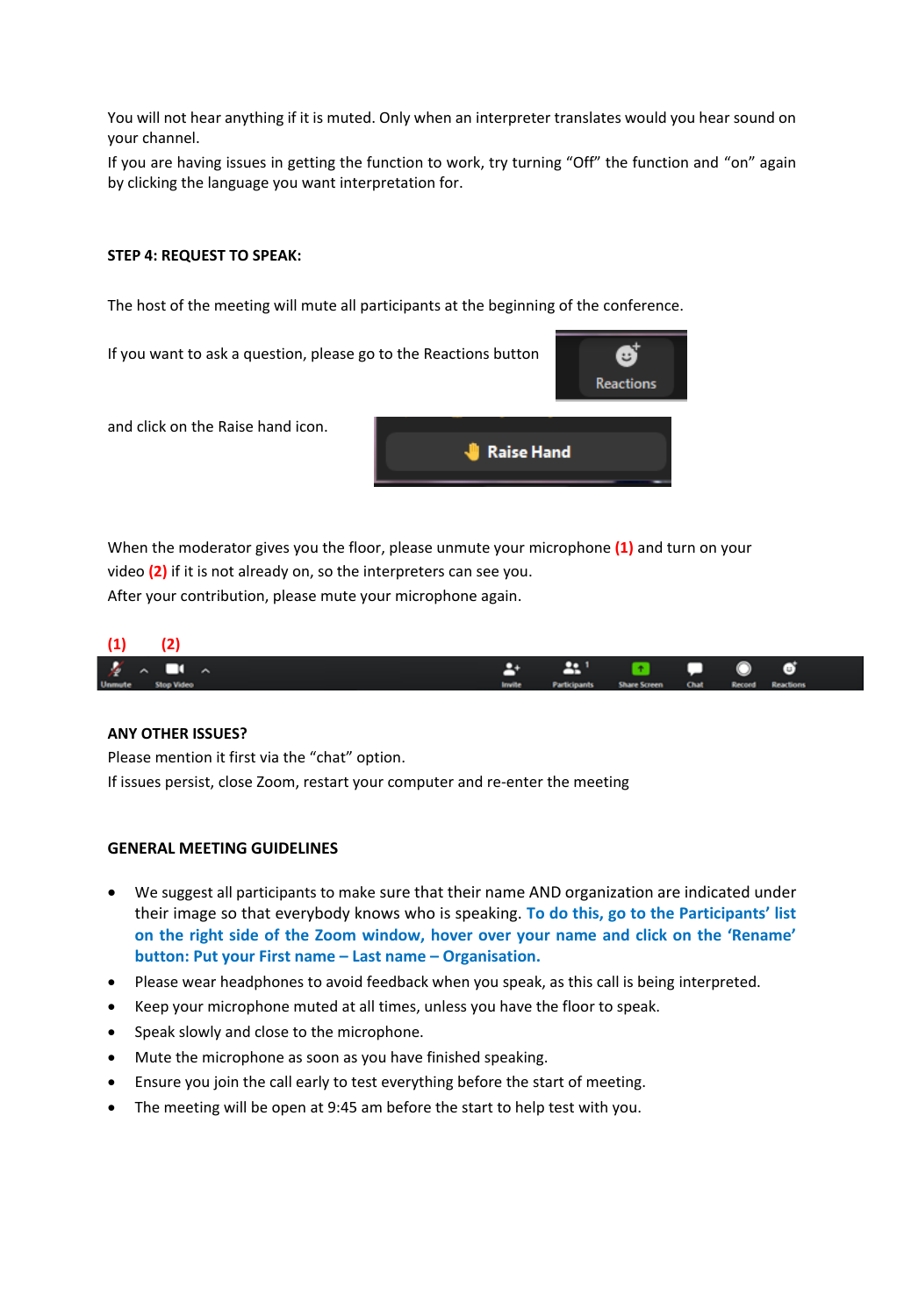You will not hear anything if it is muted. Only when an interpreter translates would you hear sound on your channel.
If you are having issues in getting the function to work, try turning “Off” the function and “on” again by clicking the language you want interpretation for.

**STEP 4: REQUEST TO SPEAK:**

The host of the meeting will mute all participants at the beginning of the conference.

If you want to ask a question, please go to the Reactions button

and click on the Raise hand icon.

When the moderator gives you the floor, please unmute your microphone **(1)** and turn on your video **(2)** if it is not already on, so the interpreters can see you.
After your contribution, please mute your microphone again.

**(1)** **(2)**

**ANY OTHER ISSUES?**
Please mention it first via the “chat” option.
If issues persist, close Zoom, restart your computer and re-enter the meeting

**GENERAL MEETING GUIDELINES**

- We suggest all participants to make sure that their name AND organization are indicated under their image so that everybody knows who is speaking. **To do this, go to the Participants’ list on the right side of the Zoom window, hover over your name and click on the ‘Rename’ button: Put your First name – Last name – Organisation.**
- Please wear headphones to avoid feedback when you speak, as this call is being interpreted.
- Keep your microphone muted at all times, unless you have the floor to speak.
- Speak slowly and close to the microphone.
- Mute the microphone as soon as you have finished speaking.
- Ensure you join the call early to test everything before the start of meeting.
- The meeting will be open at 9:45 am before the start to help test with you.